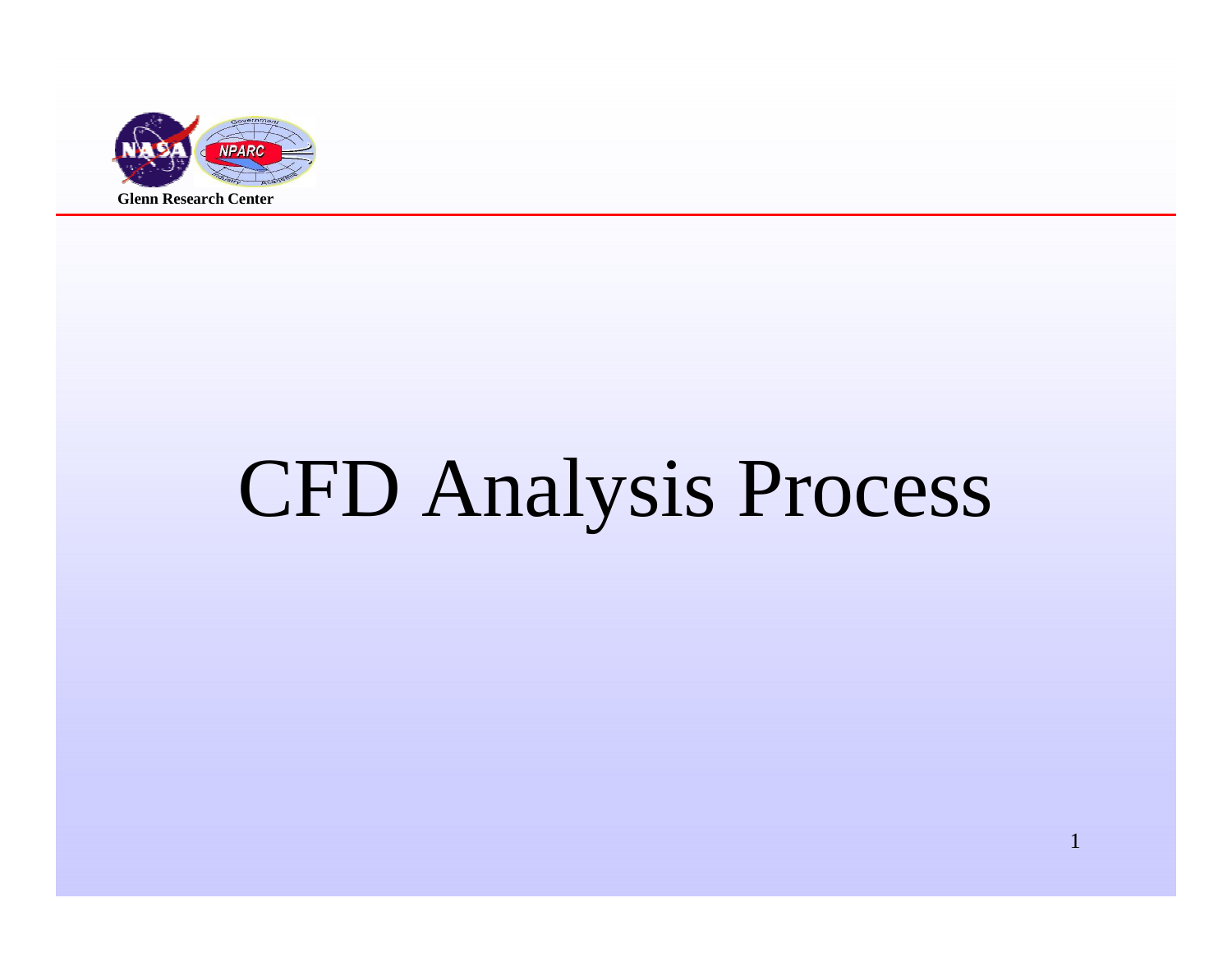Glenn Research Center

# CFD Analysis Process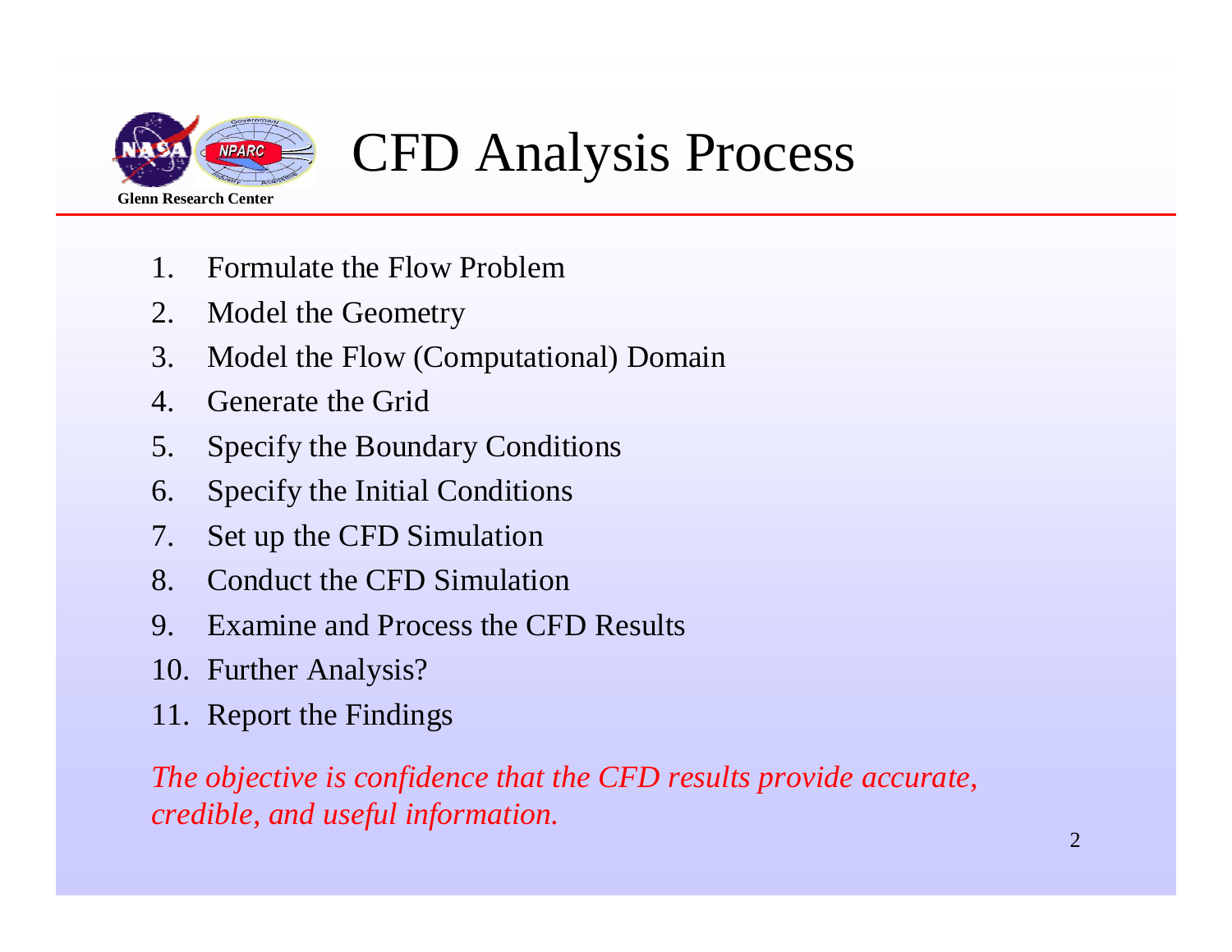# CFD Analysis Process

1. Formulate the Flow Problem
2. Model the Geometry
3. Model the Flow (Computational) Domain
4. Generate the Grid
5. Specify the Boundary Conditions
6. Specify the Initial Conditions
7. Set up the CFD Simulation
8. Conduct the CFD Simulation
9. Examine and Process the CFD Results
10. Further Analysis?
11. Report the Findings

*The objective is confidence that the CFD results provide accurate, credible, and useful information.*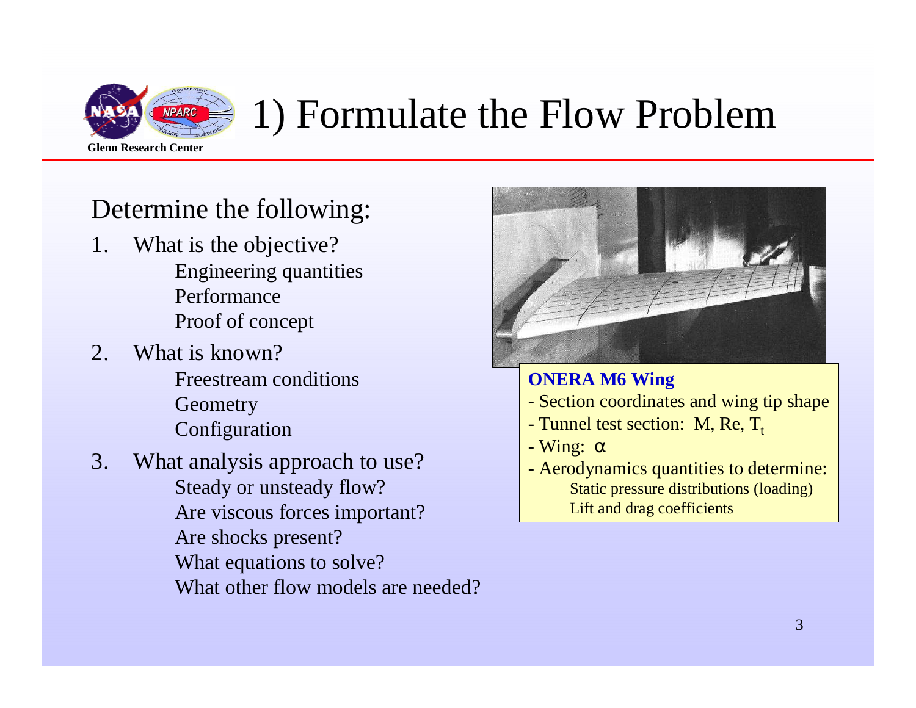# 1) Formulate the Flow Problem

Determine the following:

1. What is the objective?
   - Engineering quantities
   - Performance
   - Proof of concept
2. What is known?
   - Freestream conditions
   - Geometry
   - Configuration
3. What analysis approach to use?
   - Steady or unsteady flow?
   - Are viscous forces important?
   - Are shocks present?
   - What equations to solve?
   - What other flow models are needed?

**ONERA M6 Wing**

- Section coordinates and wing tip shape
- Tunnel test section: M, Re, $T_t$
- Wing: $\alpha$
- Aerodynamics quantities to determine:
  - Static pressure distributions (loading)
  - Lift and drag coefficients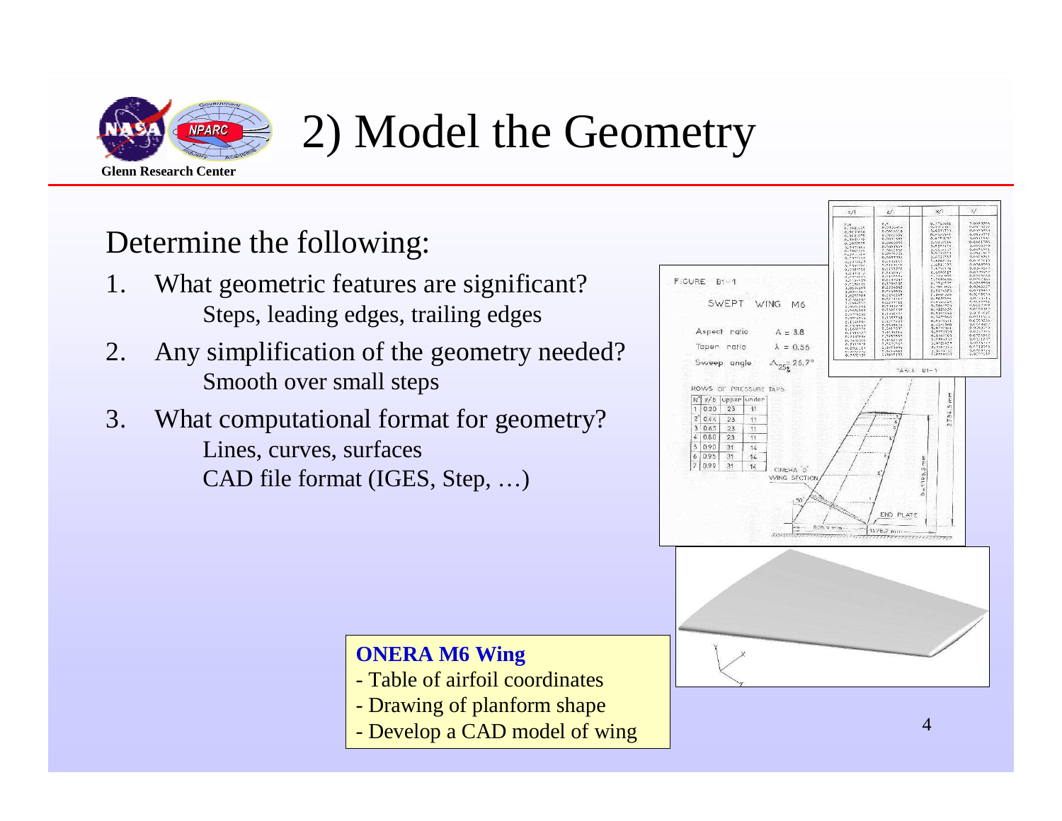# 2) Model the Geometry

Determine the following:

1. What geometric features are significant?
   Steps, leading edges, trailing edges
2. Any simplification of the geometry needed?
   Smooth over small steps
3. What computational format for geometry?
   Lines, curves, surfaces
   CAD file format (IGES, Step, …)

**ONERA M6 Wing**

- Table of airfoil coordinates
- Drawing of planform shape
- Develop a CAD model of wing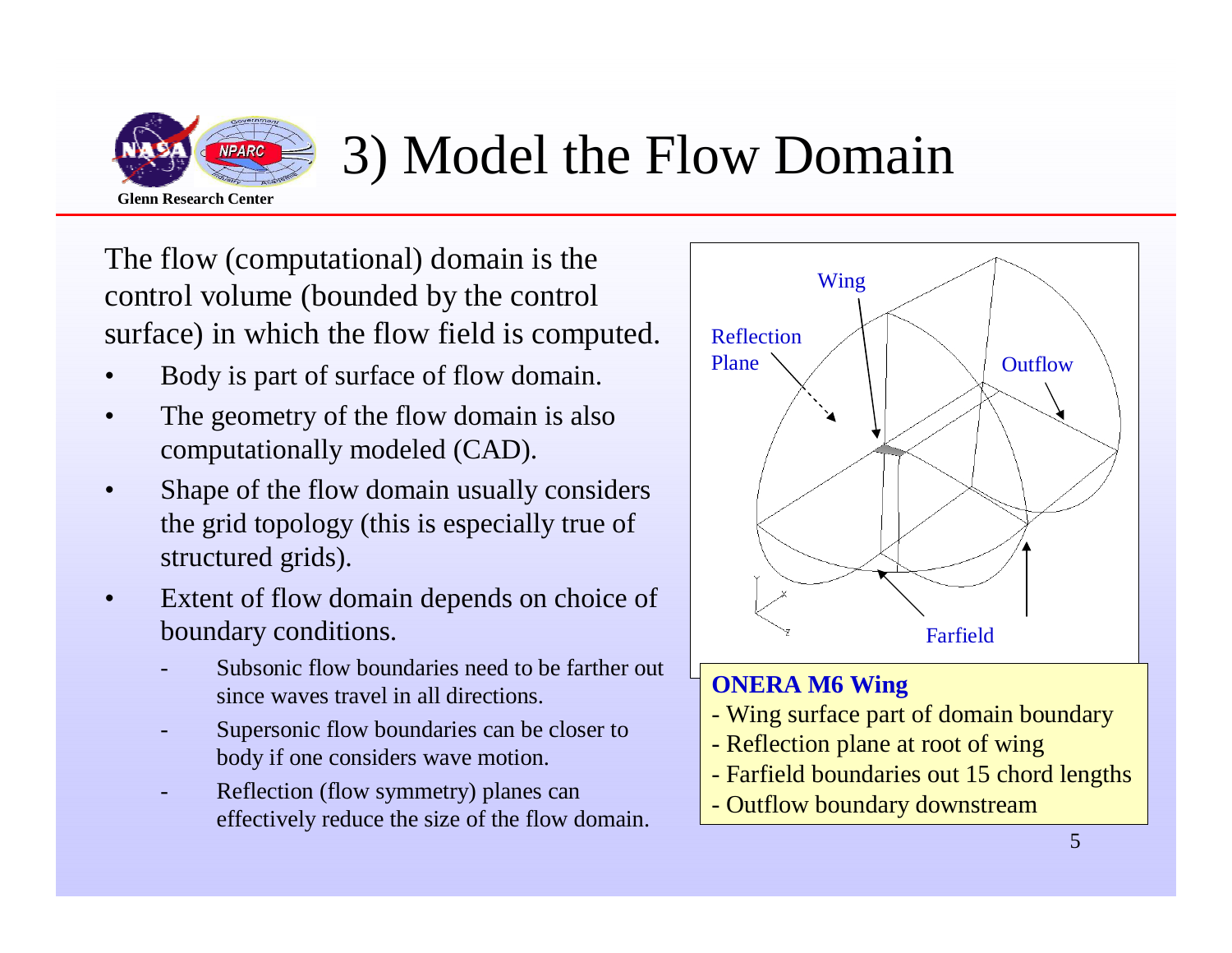# 3) Model the Flow Domain

The flow (computational) domain is the control volume (bounded by the control surface) in which the flow field is computed.

- Body is part of surface of flow domain.
- The geometry of the flow domain is also computationally modeled (CAD).
- Shape of the flow domain usually considers the grid topology (this is especially true of structured grids).
- Extent of flow domain depends on choice of boundary conditions.
  - Subsonic flow boundaries need to be farther out since waves travel in all directions.
  - Supersonic flow boundaries can be closer to body if one considers wave motion.
  - Reflection (flow symmetry) planes can effectively reduce the size of the flow domain.

Wing

Reflection Plane

Outflow

Farfield

**ONERA M6 Wing**

- Wing surface part of domain boundary
- Reflection plane at root of wing
- Farfield boundaries out 15 chord lengths
- Outflow boundary downstream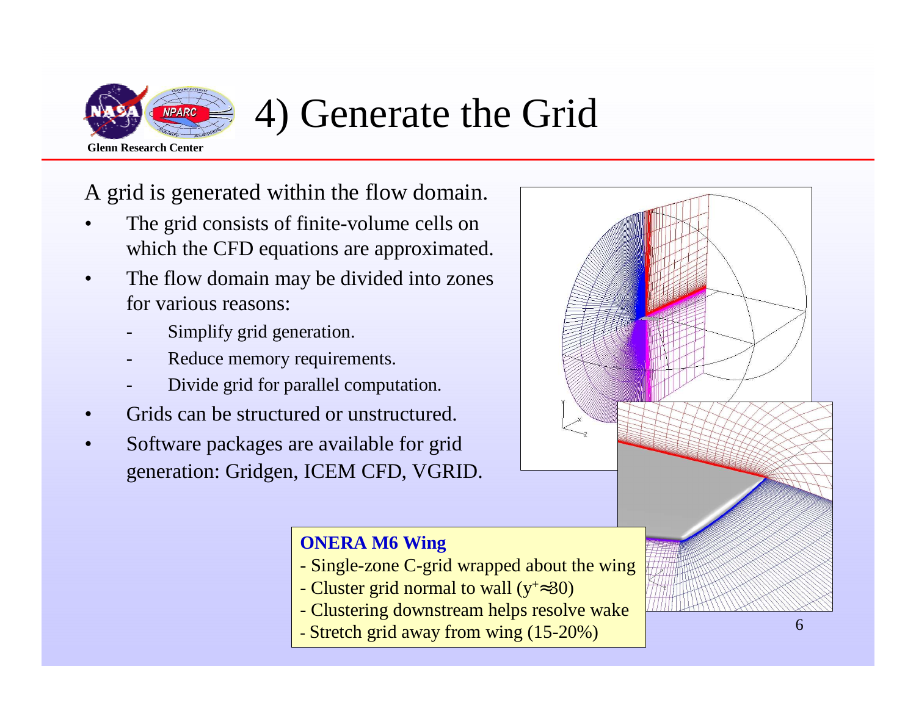# 4) Generate the Grid

A grid is generated within the flow domain.

- The grid consists of finite-volume cells on which the CFD equations are approximated.
- The flow domain may be divided into zones for various reasons:
  - Simplify grid generation.
  - Reduce memory requirements.
  - Divide grid for parallel computation.
- Grids can be structured or unstructured.
- Software packages are available for grid generation: Gridgen, ICEM CFD, VGRID.

**ONERA M6 Wing**

- Single-zone C-grid wrapped about the wing
- Cluster grid normal to wall ($y^+ \approx 30$)
- Clustering downstream helps resolve wake
- Stretch grid away from wing (15-20%)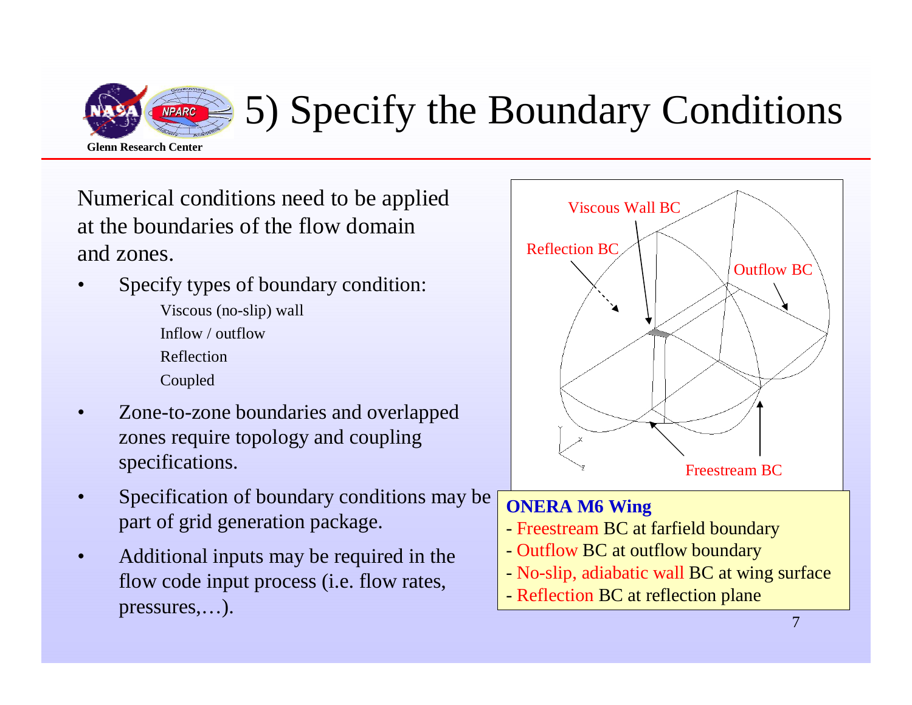# 5) Specify the Boundary Conditions

Numerical conditions need to be applied at the boundaries of the flow domain and zones.

- Specify types of boundary condition:
  - Viscous (no-slip) wall
  - Inflow / outflow
  - Reflection
  - Coupled
- Zone-to-zone boundaries and overlapped zones require topology and coupling specifications.
- Specification of boundary conditions may be part of grid generation package.
- Additional inputs may be required in the flow code input process (i.e. flow rates, pressures,…).

Viscous Wall BC

Reflection BC

Outflow BC

Freestream BC

**ONERA M6 Wing**

- Freestream BC at farfield boundary
- Outflow BC at outflow boundary
- No-slip, adiabatic wall BC at wing surface
- Reflection BC at reflection plane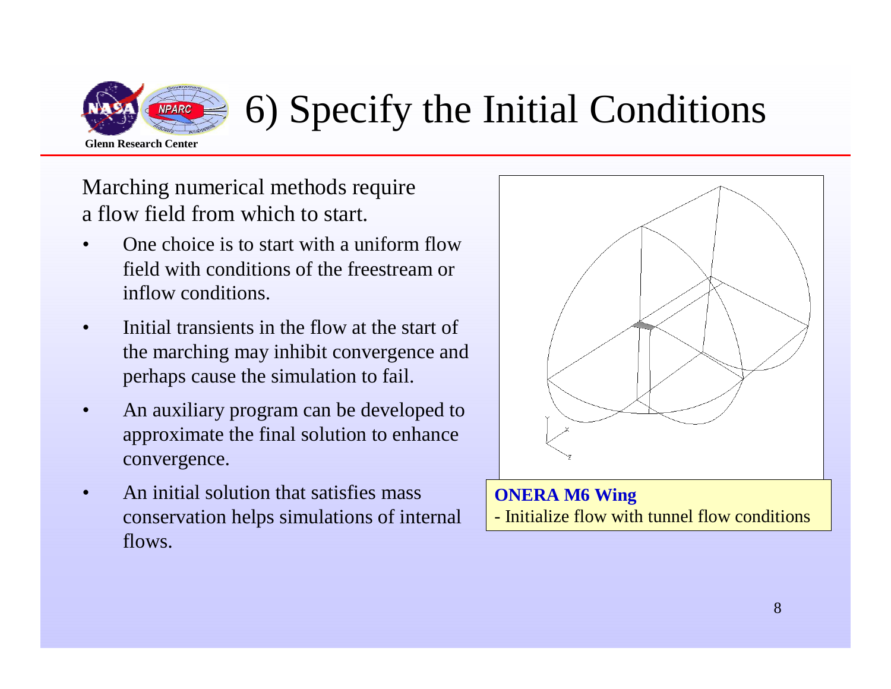# 6) Specify the Initial Conditions

Marching numerical methods require a flow field from which to start.

- One choice is to start with a uniform flow field with conditions of the freestream or inflow conditions.
- Initial transients in the flow at the start of the marching may inhibit convergence and perhaps cause the simulation to fail.
- An auxiliary program can be developed to approximate the final solution to enhance convergence.
- An initial solution that satisfies mass conservation helps simulations of internal flows.

**ONERA M6 Wing**
- Initialize flow with tunnel flow conditions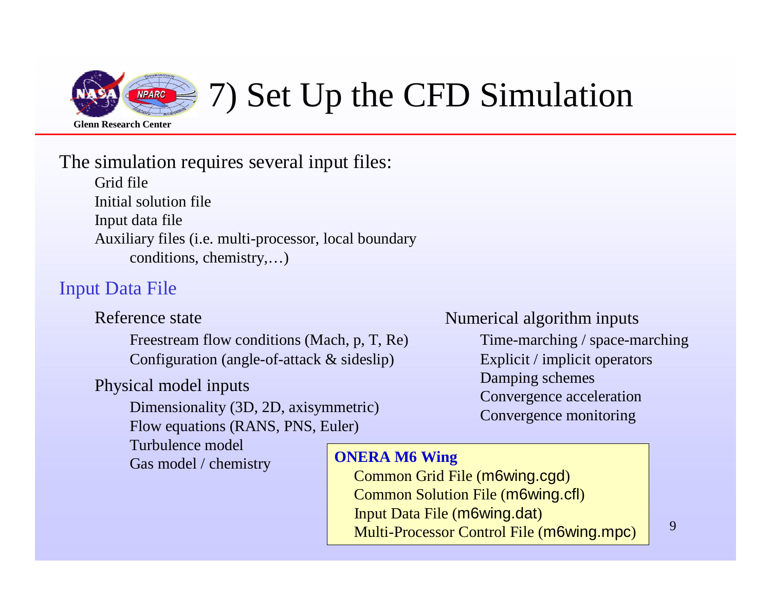# 7) Set Up the CFD Simulation

The simulation requires several input files:

- Grid file
- Initial solution file
- Input data file
- Auxiliary files (i.e. multi-processor, local boundary conditions, chemistry,…)

## Input Data File

- Reference state
  - Freestream flow conditions (Mach, p, T, Re)
  - Configuration (angle-of-attack & sideslip)
- Physical model inputs
  - Dimensionality (3D, 2D, axisymmetric)
  - Flow equations (RANS, PNS, Euler)
  - Turbulence model
  - Gas model / chemistry
- Numerical algorithm inputs
  - Time-marching / space-marching
  - Explicit / implicit operators
  - Damping schemes
  - Convergence acceleration
  - Convergence monitoring

**ONERA M6 Wing**

- Common Grid File (m6wing.cgd)
- Common Solution File (m6wing.cfl)
- Input Data File (m6wing.dat)
- Multi-Processor Control File (m6wing.mpc)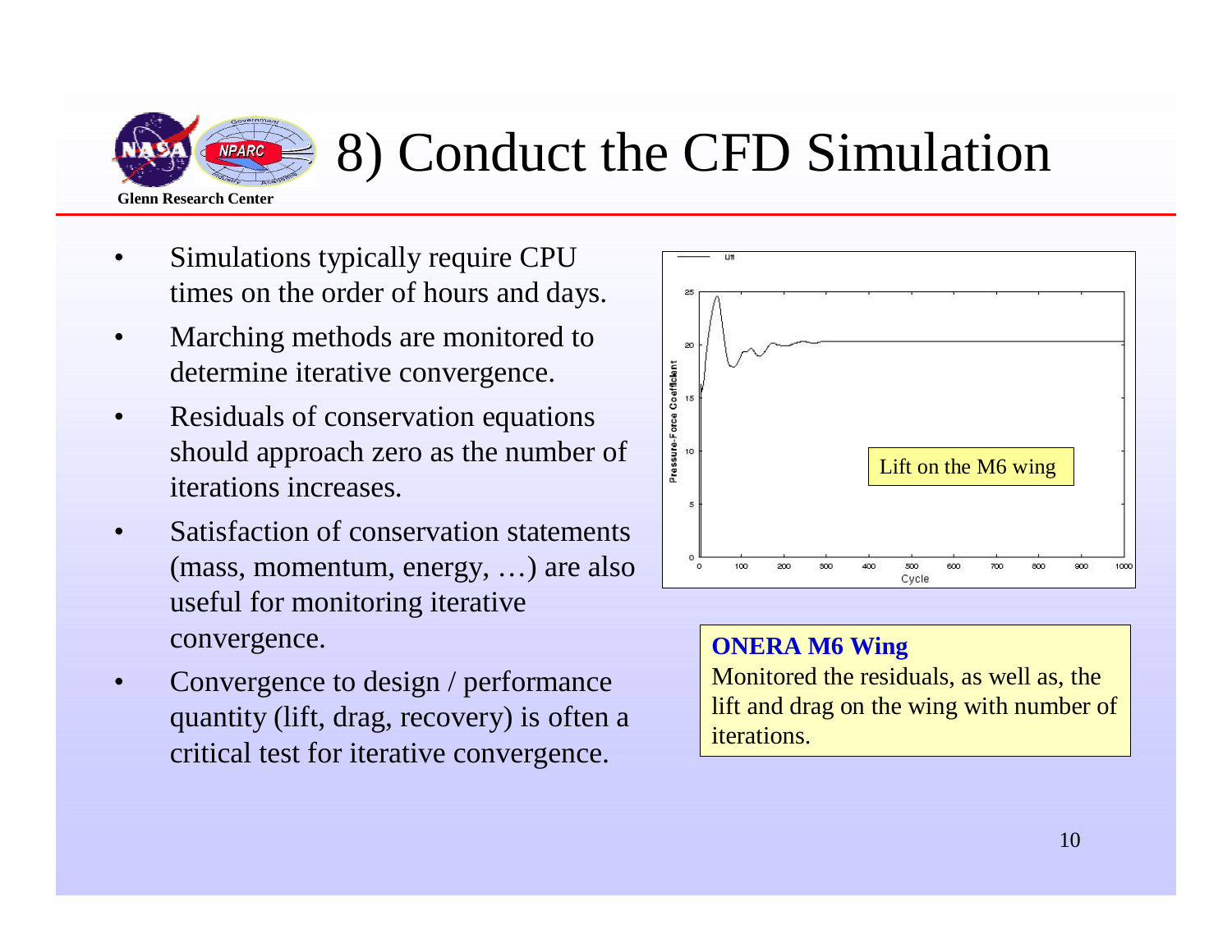# 8) Conduct the CFD Simulation

- Simulations typically require CPU times on the order of hours and days.
- Marching methods are monitored to determine iterative convergence.
- Residuals of conservation equations should approach zero as the number of iterations increases.
- Satisfaction of conservation statements (mass, momentum, energy, …) are also useful for monitoring iterative convergence.
- Convergence to design / performance quantity (lift, drag, recovery) is often a critical test for iterative convergence.

Lift on the M6 wing

**ONERA M6 Wing**

Monitored the residuals, as well as, the lift and drag on the wing with number of iterations.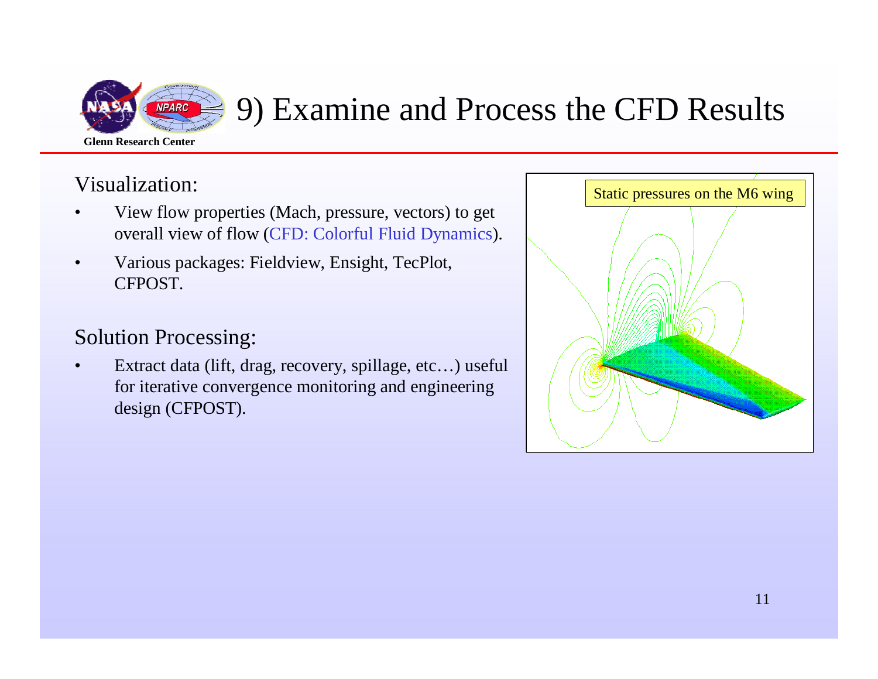# 9) Examine and Process the CFD Results

Visualization:

- View flow properties (Mach, pressure, vectors) to get overall view of flow (CFD: Colorful Fluid Dynamics).
- Various packages: Fieldview, Ensight, TecPlot, CFPOST.

Solution Processing:

- Extract data (lift, drag, recovery, spillage, etc…) useful for iterative convergence monitoring and engineering design (CFPOST).

Static pressures on the M6 wing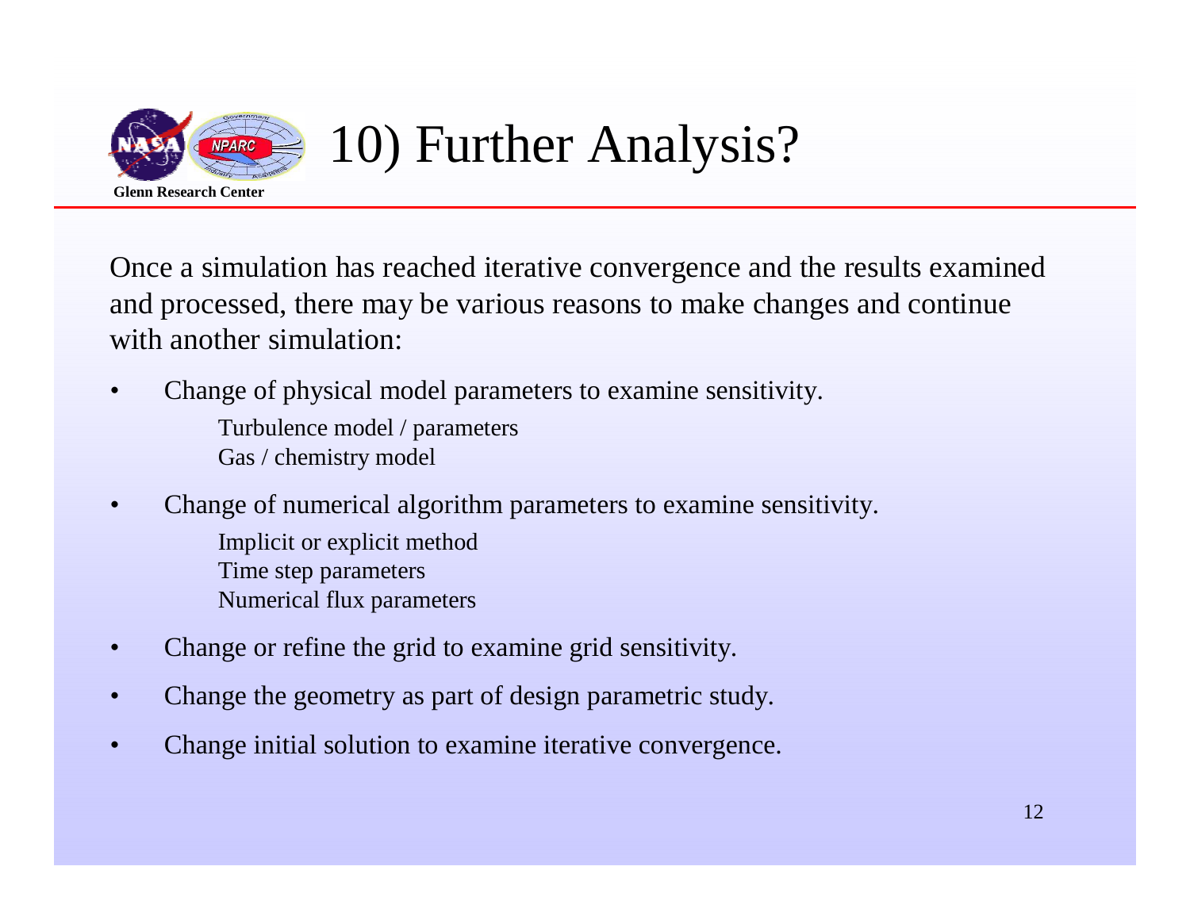# 10) Further Analysis?

Once a simulation has reached iterative convergence and the results examined and processed, there may be various reasons to make changes and continue with another simulation:

- Change of physical model parameters to examine sensitivity.
  - Turbulence model / parameters
  - Gas / chemistry model
- Change of numerical algorithm parameters to examine sensitivity.
  - Implicit or explicit method
  - Time step parameters
  - Numerical flux parameters
- Change or refine the grid to examine grid sensitivity.
- Change the geometry as part of design parametric study.
- Change initial solution to examine iterative convergence.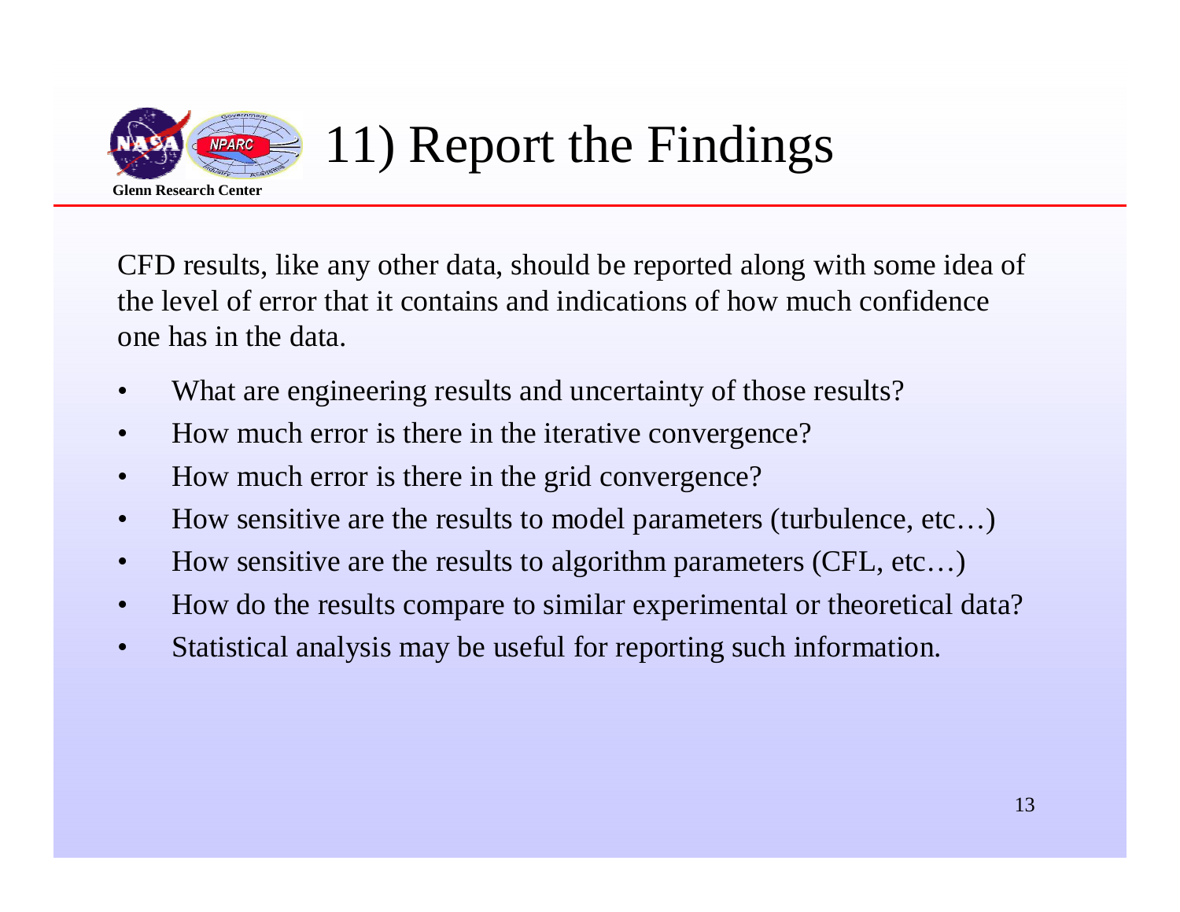# 11) Report the Findings

CFD results, like any other data, should be reported along with some idea of the level of error that it contains and indications of how much confidence one has in the data.

- What are engineering results and uncertainty of those results?
- How much error is there in the iterative convergence?
- How much error is there in the grid convergence?
- How sensitive are the results to model parameters (turbulence, etc…)
- How sensitive are the results to algorithm parameters (CFL, etc…)
- How do the results compare to similar experimental or theoretical data?
- Statistical analysis may be useful for reporting such information.